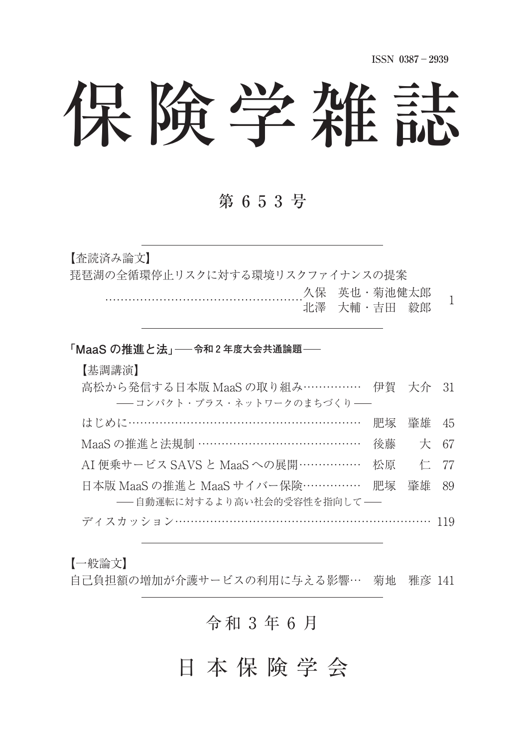ISSN 0387－2939

# 保険学雑誌

## 第 6 5 3 号

【査読済み論文】

琵琶湖の全循環停止リスクに対する環境リスクファイナンスの提案
……………………………………………久保　英也・菊池健太郎
北澤　大輔・吉田　毅郎　1

「MaaS の推進と法」── 令和 2 年度大会共通論題 ──

【基調講演】

高松から発信する日本版 MaaS の取り組み……………　伊賀　大介　31
── コンパクト・プラス・ネットワークのまちづくり ──

はじめに……………………………………………………　肥塚　肇雄　45

MaaS の推進と法規制 ……………………………………　後藤　　大　67

AI 便乗サービス SAVS と MaaS への展開……………　松原　　仁　77

日本版 MaaS の推進と MaaS サイバー保険……………　肥塚　肇雄　89
── 自動運転に対するより高い社会的受容性を指向して ──

ディスカッション………………………………………………………… 119

【一般論文】

自己負担額の増加が介護サービスの利用に与える影響…　菊地　雅彦 141

令和 3 年 6 月

日 本 保 険 学 会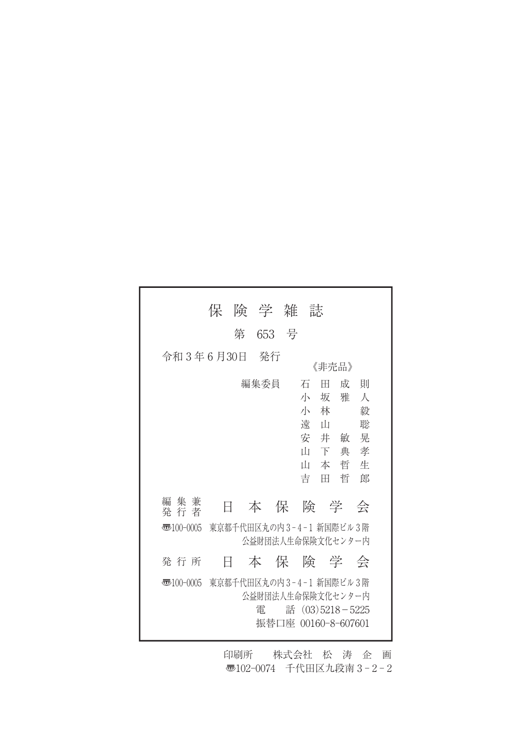# 保険学雑誌

## 第 653 号

令和３年６月30日　発行

《非売品》

編集委員　石田成則
　　　　　小坂雅人
　　　　　小林　毅
　　　　　遠山　聡
　　　　　安井敏晃
　　　　　山下典孝
　　　　　山本哲生
　　　　　吉田哲郎

編集兼発行者　日本保険学会

〒100-0005　東京都千代田区丸の内３-４-１ 新国際ビル３階
公益財団法人生命保険文化センター内

発行所　日本保険学会

〒100-0005　東京都千代田区丸の内３-４-１ 新国際ビル３階
公益財団法人生命保険文化センター内
電　話（03）5218－5225
振替口座 00160-8-607601

印刷所　株式会社 松涛企画
〒102-0074　千代田区九段南３－２－２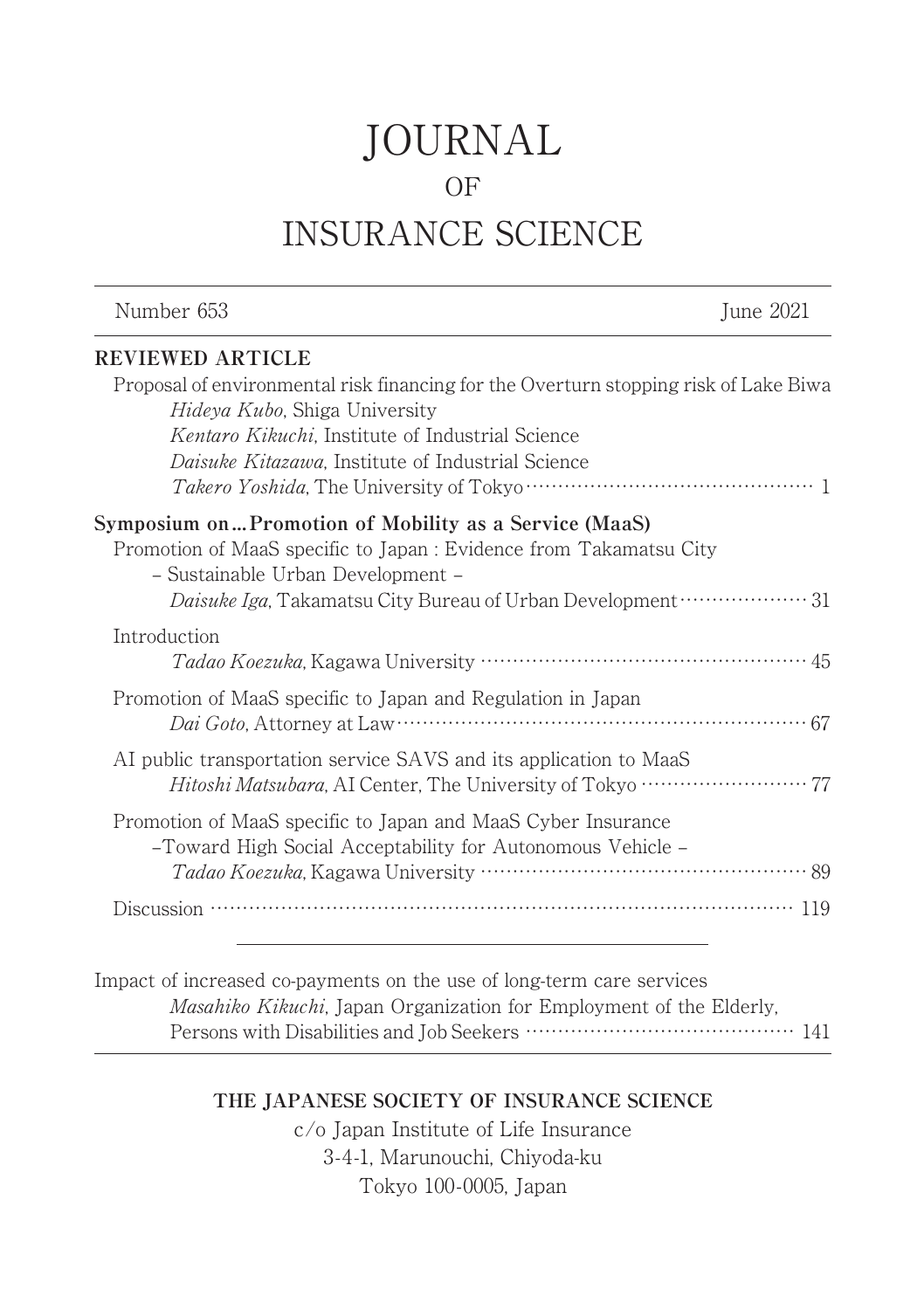# JOURNAL

## OF

# INSURANCE SCIENCE

Number 653 June 2021

**REVIEWED ARTICLE**

Proposal of environmental risk financing for the Overturn stopping risk of Lake Biwa
*Hideya Kubo*, Shiga University
*Kentaro Kikuchi*, Institute of Industrial Science
*Daisuke Kitazawa*, Institute of Industrial Science
*Takero Yoshida*, The University of Tokyo ··· 1

**Symposium on ... Promotion of Mobility as a Service (MaaS)**

Promotion of MaaS specific to Japan : Evidence from Takamatsu City
– Sustainable Urban Development –
*Daisuke Iga*, Takamatsu City Bureau of Urban Development ··· 31

Introduction
*Tadao Koezuka*, Kagawa University ··· 45

Promotion of MaaS specific to Japan and Regulation in Japan
*Dai Goto*, Attorney at Law ··· 67

AI public transportation service SAVS and its application to MaaS
*Hitoshi Matsubara*, AI Center, The University of Tokyo ··· 77

Promotion of MaaS specific to Japan and MaaS Cyber Insurance
–Toward High Social Acceptability for Autonomous Vehicle –
*Tadao Koezuka*, Kagawa University ··· 89

Discussion ··· 119

---

Impact of increased co-payments on the use of long-term care services
*Masahiko Kikuchi*, Japan Organization for Employment of the Elderly, Persons with Disabilities and Job Seekers ··· 141

**THE JAPANESE SOCIETY OF INSURANCE SCIENCE**

c/o Japan Institute of Life Insurance
3-4-1, Marunouchi, Chiyoda-ku
Tokyo 100-0005, Japan